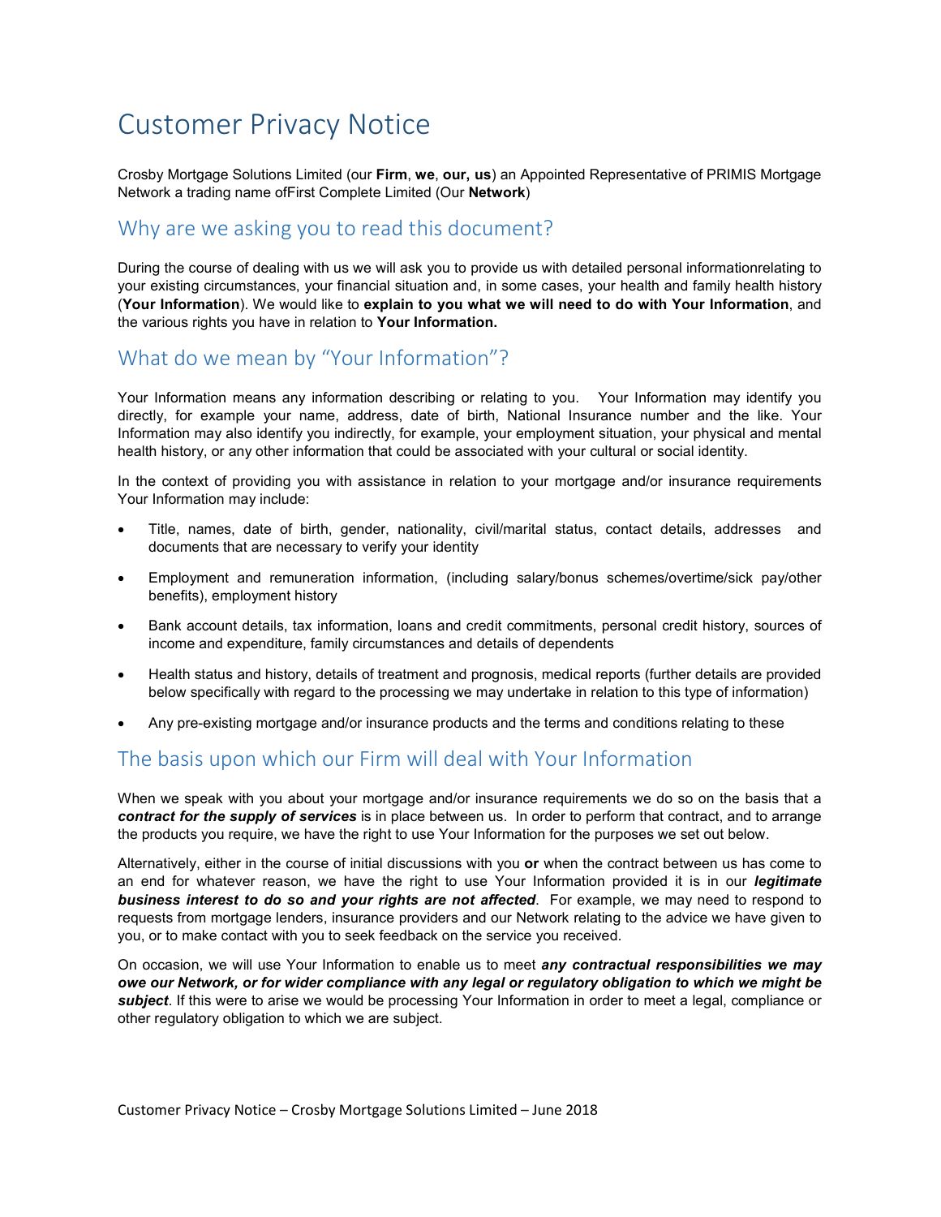# Customer Privacy Notice

Crosby Mortgage Solutions Limited (our **Firm**, **we**, **our, us**) an Appointed Representative of PRIMIS Mortgage Network a trading name ofFirst Complete Limited (Our **Network**)

## Why are we asking you to read this document?

During the course of dealing with us we will ask you to provide us with detailed personal informationrelating to your existing circumstances, your financial situation and, in some cases, your health and family health history (**Your Information**). We would like to **explain to you what we will need to do with Your Information**, and the various rights you have in relation to **Your Information.**

## What do we mean by "Your Information"?

Your Information means any information describing or relating to you. Your Information may identify you directly, for example your name, address, date of birth, National Insurance number and the like. Your Information may also identify you indirectly, for example, your employment situation, your physical and mental health history, or any other information that could be associated with your cultural or social identity.

In the context of providing you with assistance in relation to your mortgage and/or insurance requirements Your Information may include:

- Title, names, date of birth, gender, nationality, civil/marital status, contact details, addresses and documents that are necessary to verify your identity
- Employment and remuneration information, (including salary/bonus schemes/overtime/sick pay/other benefits), employment history
- Bank account details, tax information, loans and credit commitments, personal credit history, sources of income and expenditure, family circumstances and details of dependents
- Health status and history, details of treatment and prognosis, medical reports (further details are provided below specifically with regard to the processing we may undertake in relation to this type of information)
- Any pre-existing mortgage and/or insurance products and the terms and conditions relating to these

## The basis upon which our Firm will deal with Your Information

When we speak with you about your mortgage and/or insurance requirements we do so on the basis that a ***contract for the supply of services*** is in place between us. In order to perform that contract, and to arrange the products you require, we have the right to use Your Information for the purposes we set out below.

Alternatively, either in the course of initial discussions with you **or** when the contract between us has come to an end for whatever reason, we have the right to use Your Information provided it is in our ***legitimate business interest to do so and your rights are not affected***. For example, we may need to respond to requests from mortgage lenders, insurance providers and our Network relating to the advice we have given to you, or to make contact with you to seek feedback on the service you received.

On occasion, we will use Your Information to enable us to meet ***any contractual responsibilities we may owe our Network, or for wider compliance with any legal or regulatory obligation to which we might be subject***. If this were to arise we would be processing Your Information in order to meet a legal, compliance or other regulatory obligation to which we are subject.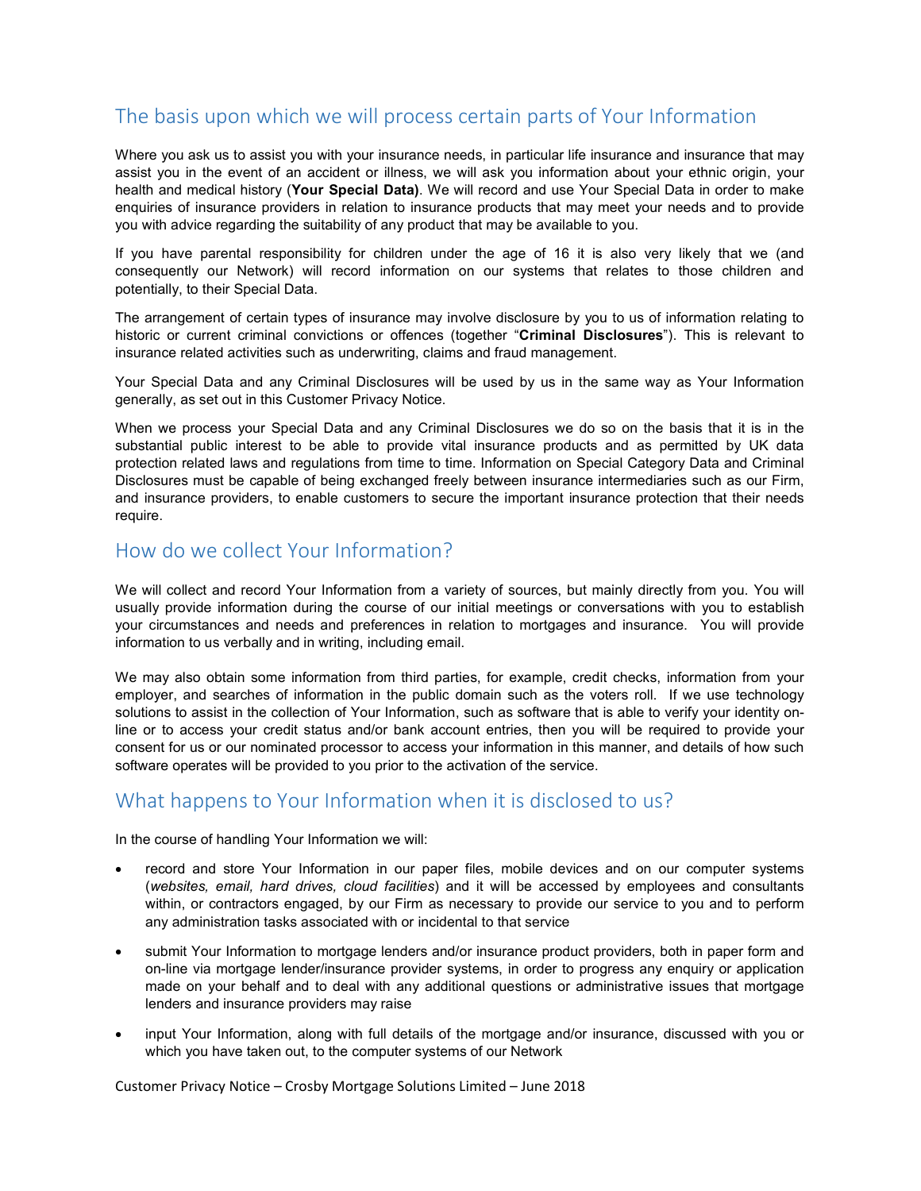## The basis upon which we will process certain parts of Your Information

Where you ask us to assist you with your insurance needs, in particular life insurance and insurance that may assist you in the event of an accident or illness, we will ask you information about your ethnic origin, your health and medical history (**Your Special Data)**. We will record and use Your Special Data in order to make enquiries of insurance providers in relation to insurance products that may meet your needs and to provide you with advice regarding the suitability of any product that may be available to you.

If you have parental responsibility for children under the age of 16 it is also very likely that we (and consequently our Network) will record information on our systems that relates to those children and potentially, to their Special Data.

The arrangement of certain types of insurance may involve disclosure by you to us of information relating to historic or current criminal convictions or offences (together "**Criminal Disclosures**"). This is relevant to insurance related activities such as underwriting, claims and fraud management.

Your Special Data and any Criminal Disclosures will be used by us in the same way as Your Information generally, as set out in this Customer Privacy Notice.

When we process your Special Data and any Criminal Disclosures we do so on the basis that it is in the substantial public interest to be able to provide vital insurance products and as permitted by UK data protection related laws and regulations from time to time. Information on Special Category Data and Criminal Disclosures must be capable of being exchanged freely between insurance intermediaries such as our Firm, and insurance providers, to enable customers to secure the important insurance protection that their needs require.

## How do we collect Your Information?

We will collect and record Your Information from a variety of sources, but mainly directly from you. You will usually provide information during the course of our initial meetings or conversations with you to establish your circumstances and needs and preferences in relation to mortgages and insurance. You will provide information to us verbally and in writing, including email.

We may also obtain some information from third parties, for example, credit checks, information from your employer, and searches of information in the public domain such as the voters roll. If we use technology solutions to assist in the collection of Your Information, such as software that is able to verify your identity on-line or to access your credit status and/or bank account entries, then you will be required to provide your consent for us or our nominated processor to access your information in this manner, and details of how such software operates will be provided to you prior to the activation of the service.

## What happens to Your Information when it is disclosed to us?

In the course of handling Your Information we will:

- record and store Your Information in our paper files, mobile devices and on our computer systems (*websites, email, hard drives, cloud facilities*) and it will be accessed by employees and consultants within, or contractors engaged, by our Firm as necessary to provide our service to you and to perform any administration tasks associated with or incidental to that service
- submit Your Information to mortgage lenders and/or insurance product providers, both in paper form and on-line via mortgage lender/insurance provider systems, in order to progress any enquiry or application made on your behalf and to deal with any additional questions or administrative issues that mortgage lenders and insurance providers may raise
- input Your Information, along with full details of the mortgage and/or insurance, discussed with you or which you have taken out, to the computer systems of our Network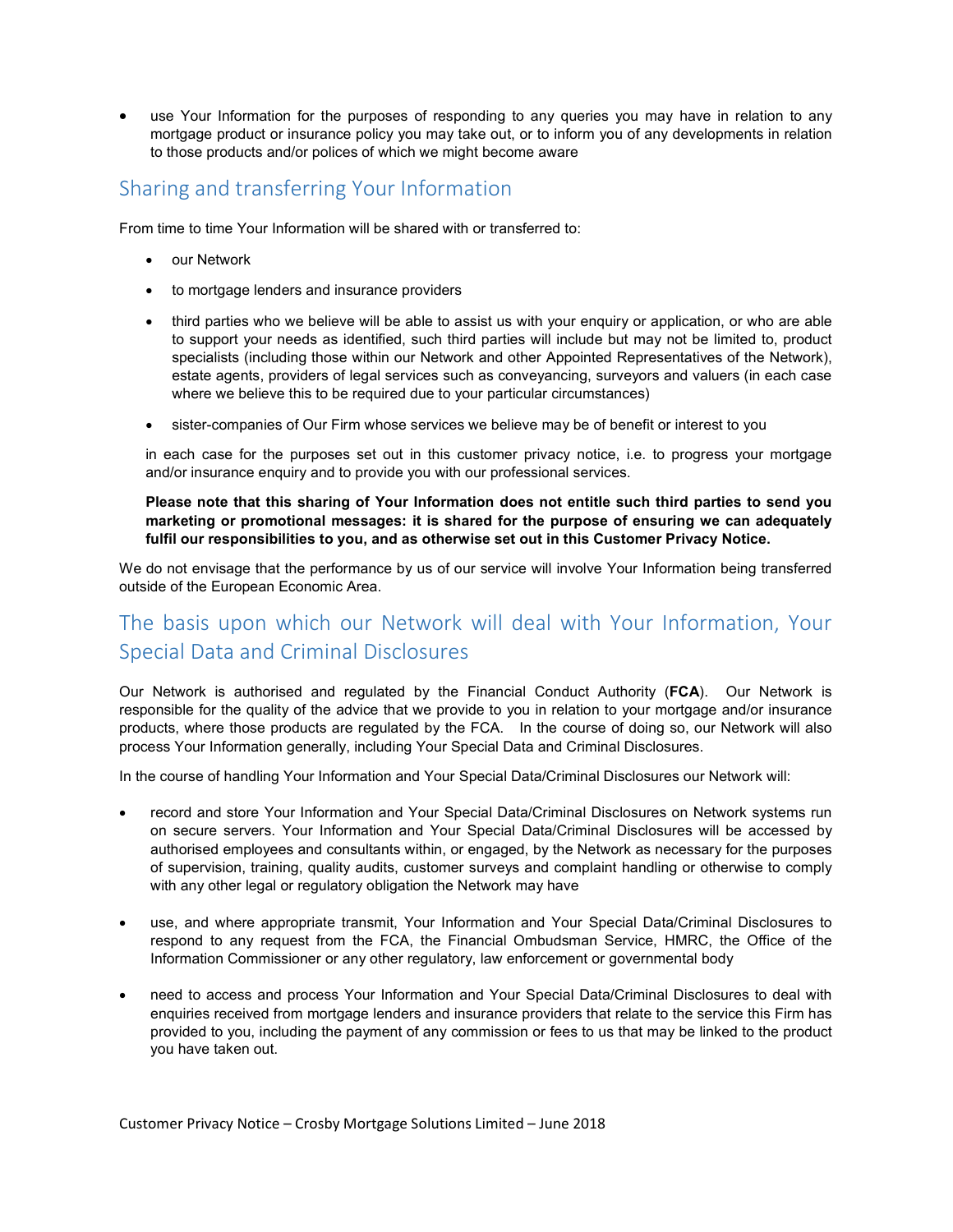- use Your Information for the purposes of responding to any queries you may have in relation to any mortgage product or insurance policy you may take out, or to inform you of any developments in relation to those products and/or polices of which we might become aware

## Sharing and transferring Your Information

From time to time Your Information will be shared with or transferred to:

- our Network
- to mortgage lenders and insurance providers
- third parties who we believe will be able to assist us with your enquiry or application, or who are able to support your needs as identified, such third parties will include but may not be limited to, product specialists (including those within our Network and other Appointed Representatives of the Network), estate agents, providers of legal services such as conveyancing, surveyors and valuers (in each case where we believe this to be required due to your particular circumstances)
- sister-companies of Our Firm whose services we believe may be of benefit or interest to you

in each case for the purposes set out in this customer privacy notice, i.e. to progress your mortgage and/or insurance enquiry and to provide you with our professional services.

**Please note that this sharing of Your Information does not entitle such third parties to send you marketing or promotional messages: it is shared for the purpose of ensuring we can adequately fulfil our responsibilities to you, and as otherwise set out in this Customer Privacy Notice.**

We do not envisage that the performance by us of our service will involve Your Information being transferred outside of the European Economic Area.

## The basis upon which our Network will deal with Your Information, Your Special Data and Criminal Disclosures

Our Network is authorised and regulated by the Financial Conduct Authority (**FCA**). Our Network is responsible for the quality of the advice that we provide to you in relation to your mortgage and/or insurance products, where those products are regulated by the FCA. In the course of doing so, our Network will also process Your Information generally, including Your Special Data and Criminal Disclosures.

In the course of handling Your Information and Your Special Data/Criminal Disclosures our Network will:

- record and store Your Information and Your Special Data/Criminal Disclosures on Network systems run on secure servers. Your Information and Your Special Data/Criminal Disclosures will be accessed by authorised employees and consultants within, or engaged, by the Network as necessary for the purposes of supervision, training, quality audits, customer surveys and complaint handling or otherwise to comply with any other legal or regulatory obligation the Network may have
- use, and where appropriate transmit, Your Information and Your Special Data/Criminal Disclosures to respond to any request from the FCA, the Financial Ombudsman Service, HMRC, the Office of the Information Commissioner or any other regulatory, law enforcement or governmental body
- need to access and process Your Information and Your Special Data/Criminal Disclosures to deal with enquiries received from mortgage lenders and insurance providers that relate to the service this Firm has provided to you, including the payment of any commission or fees to us that may be linked to the product you have taken out.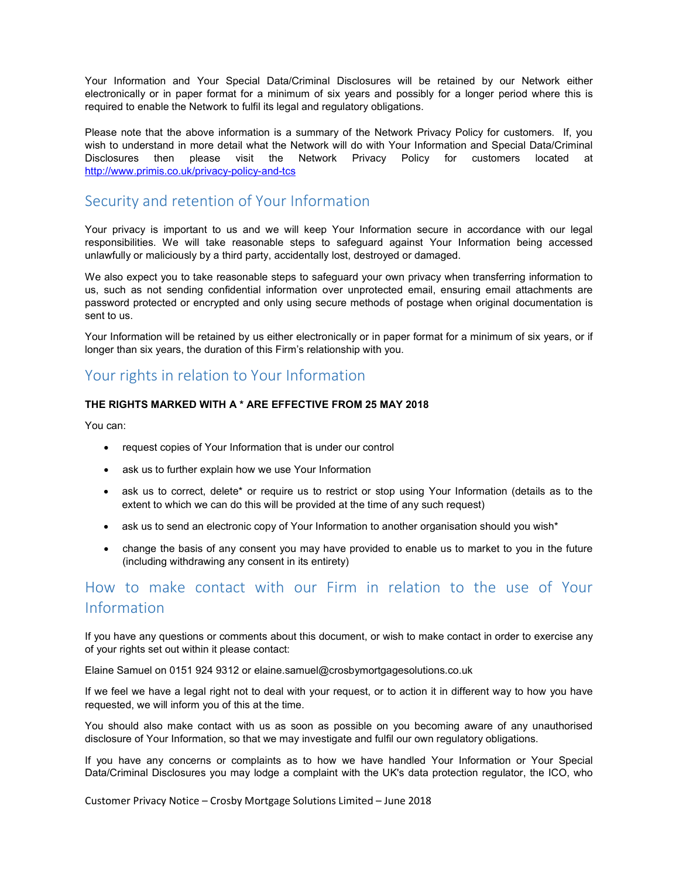Your Information and Your Special Data/Criminal Disclosures will be retained by our Network either electronically or in paper format for a minimum of six years and possibly for a longer period where this is required to enable the Network to fulfil its legal and regulatory obligations.

Please note that the above information is a summary of the Network Privacy Policy for customers. If, you wish to understand in more detail what the Network will do with Your Information and Special Data/Criminal Disclosures then please visit the Network Privacy Policy for customers located at http://www.primis.co.uk/privacy-policy-and-tcs

## Security and retention of Your Information

Your privacy is important to us and we will keep Your Information secure in accordance with our legal responsibilities. We will take reasonable steps to safeguard against Your Information being accessed unlawfully or maliciously by a third party, accidentally lost, destroyed or damaged.

We also expect you to take reasonable steps to safeguard your own privacy when transferring information to us, such as not sending confidential information over unprotected email, ensuring email attachments are password protected or encrypted and only using secure methods of postage when original documentation is sent to us.

Your Information will be retained by us either electronically or in paper format for a minimum of six years, or if longer than six years, the duration of this Firm's relationship with you.

## Your rights in relation to Your Information

**THE RIGHTS MARKED WITH A * ARE EFFECTIVE FROM 25 MAY 2018**

You can:

- request copies of Your Information that is under our control
- ask us to further explain how we use Your Information
- ask us to correct, delete* or require us to restrict or stop using Your Information (details as to the extent to which we can do this will be provided at the time of any such request)
- ask us to send an electronic copy of Your Information to another organisation should you wish*
- change the basis of any consent you may have provided to enable us to market to you in the future (including withdrawing any consent in its entirety)

## How to make contact with our Firm in relation to the use of Your Information

If you have any questions or comments about this document, or wish to make contact in order to exercise any of your rights set out within it please contact:

Elaine Samuel on 0151 924 9312 or elaine.samuel@crosbymortgagesolutions.co.uk

If we feel we have a legal right not to deal with your request, or to action it in different way to how you have requested, we will inform you of this at the time.

You should also make contact with us as soon as possible on you becoming aware of any unauthorised disclosure of Your Information, so that we may investigate and fulfil our own regulatory obligations.

If you have any concerns or complaints as to how we have handled Your Information or Your Special Data/Criminal Disclosures you may lodge a complaint with the UK's data protection regulator, the ICO, who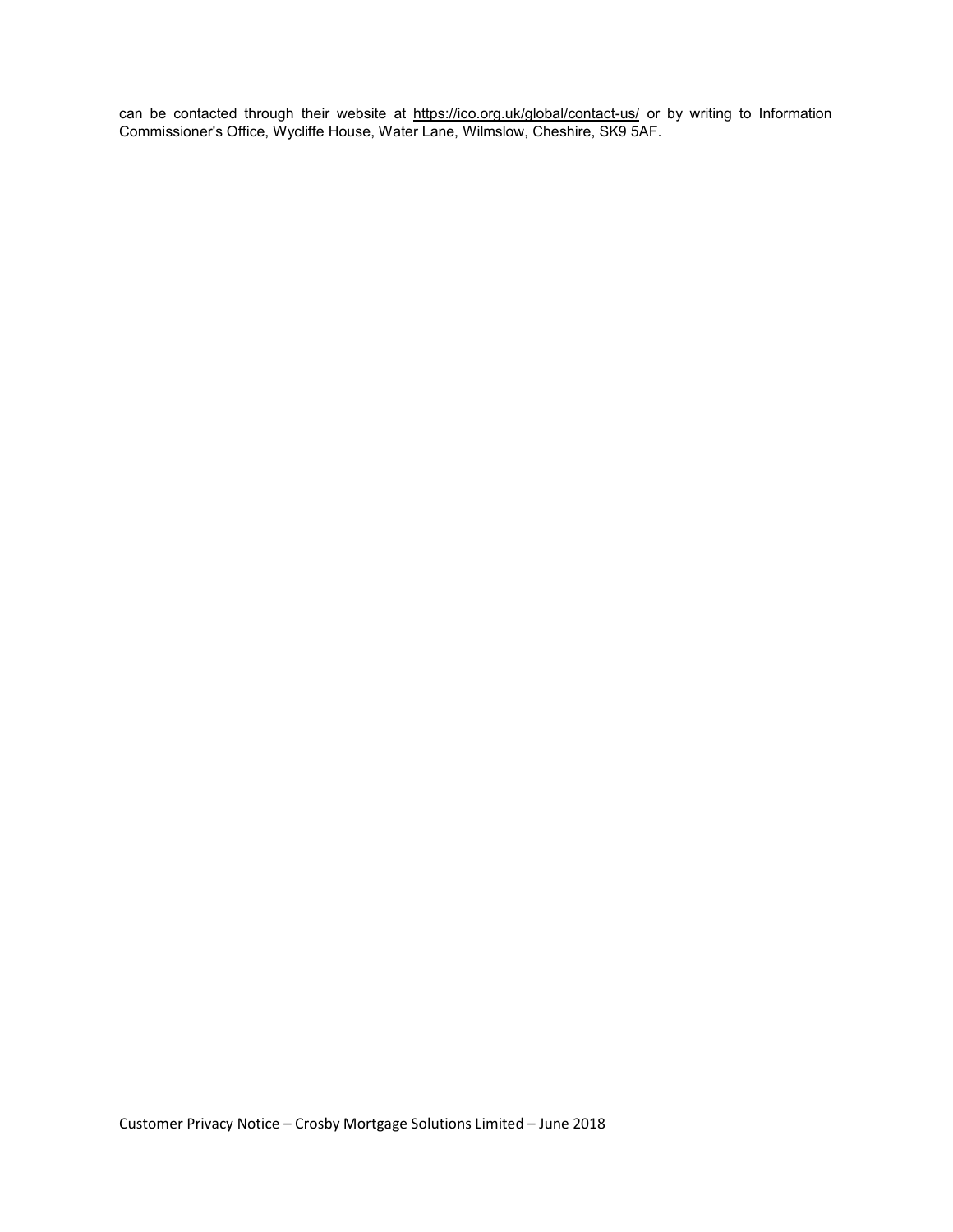can be contacted through their website at https://ico.org.uk/global/contact-us/ or by writing to Information Commissioner's Office, Wycliffe House, Water Lane, Wilmslow, Cheshire, SK9 5AF.